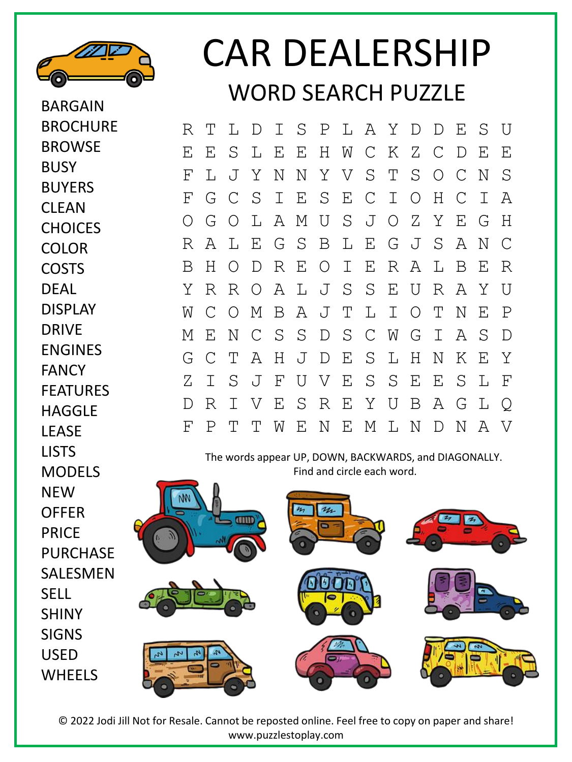# CAR DEALERSHIP

## WORD SEARCH PUZZLE

BARGAIN
BROCHURE
BROWSE
BUSY
BUYERS
CLEAN
CHOICES
COLOR
COSTS
DEAL
DISPLAY
DRIVE
ENGINES
FANCY
FEATURES
HAGGLE
LEASE
LISTS
MODELS
NEW
OFFER
PRICE
PURCHASE
SALESMEN
SELL
SHINY
SIGNS
USED
WHEELS

```
R T L D I S P L A Y D D E S U
E E S L E E H W C K Z C D E E
F L J Y N N Y V S T S O C N S
F G C S I E S E C I O H C I A
O G O L A M U S J O Z Y E G H
R A L E G S B L E G J S A N C
B H O D R E O I E R A L B E R
Y R R O A L J S S E U R A Y U
W C O M B A J T L I O T N E P
M E N C S S D S C W G I A S D
G C T A H J D E S L H N K E Y
Z I S J F U V E S S E E S L F
D R I V E S R E Y U B A G L Q
F P T T W E N E M L N D N A V
```

The words appear UP, DOWN, BACKWARDS, and DIAGONALLY.
Find and circle each word.

© 2022 Jodi Jill Not for Resale. Cannot be reposted online. Feel free to copy on paper and share!
www.puzzlestoplay.com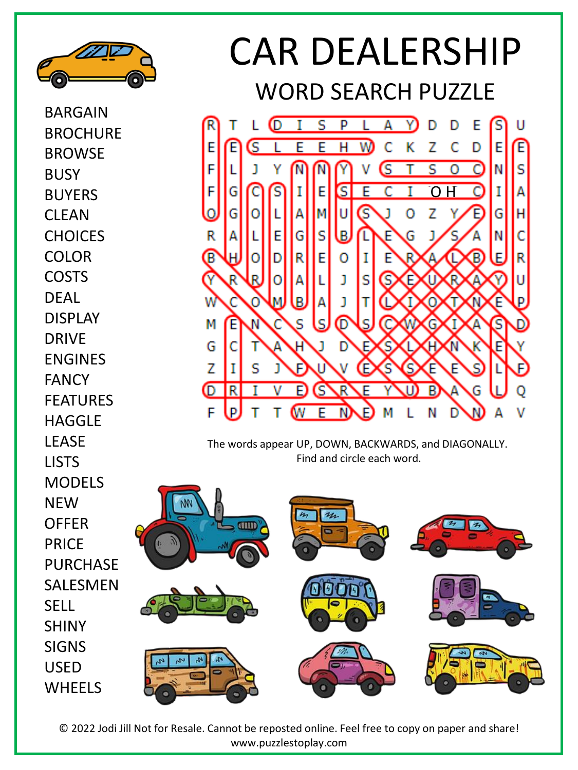# CAR DEALERSHIP

## WORD SEARCH PUZZLE

- BARGAIN
- BROCHURE
- BROWSE
- BUSY
- BUYERS
- CLEAN
- CHOICES
- COLOR
- COSTS
- DEAL
- DISPLAY
- DRIVE
- ENGINES
- FANCY
- FEATURES
- HAGGLE
- LEASE
- LISTS
- MODELS
- NEW
- OFFER
- PRICE
- PURCHASE
- SALESMEN
- SELL
- SHINY
- SIGNS
- USED
- WHEELS

| | | | | | | | | | | | | | | |
|---|---|---|---|---|---|---|---|---|---|---|---|---|---|---|
| R | T | L | D | I | S | P | L | A | Y | D | D | E | S | U |
| E | E | S | L | E | E | H | W | C | K | Z | C | D | E | E |
| F | L | J | Y | N | N | Y | V | S | T | S | O | C | N | S |
| F | G | C | S | I | E | S | E | C | I | O | H | C | I | A |
| O | G | O | L | A | M | U | S | J | O | Z | Y | E | G | H |
| R | A | L | E | G | S | B | L | E | G | J | S | A | N | C |
| B | H | O | D | R | E | O | I | E | R | A | L | B | E | R |
| Y | R | R | O | A | L | J | S | S | E | U | R | A | Y | U |
| W | C | O | M | B | A | J | T | L | I | O | T | N | E | P |
| M | E | N | C | S | S | D | S | C | W | G | I | A | S | D |
| G | C | T | A | H | J | D | E | S | L | H | N | K | E | Y |
| Z | I | S | J | F | U | V | E | S | S | E | E | S | L | F |
| D | R | I | V | E | S | R | E | Y | U | B | A | G | L | Q |
| F | P | T | T | W | E | N | E | M | L | N | D | N | A | V |

The words appear UP, DOWN, BACKWARDS, and DIAGONALLY.
Find and circle each word.

© 2022 Jodi Jill Not for Resale. Cannot be reposted online. Feel free to copy on paper and share!
www.puzzlestoplay.com